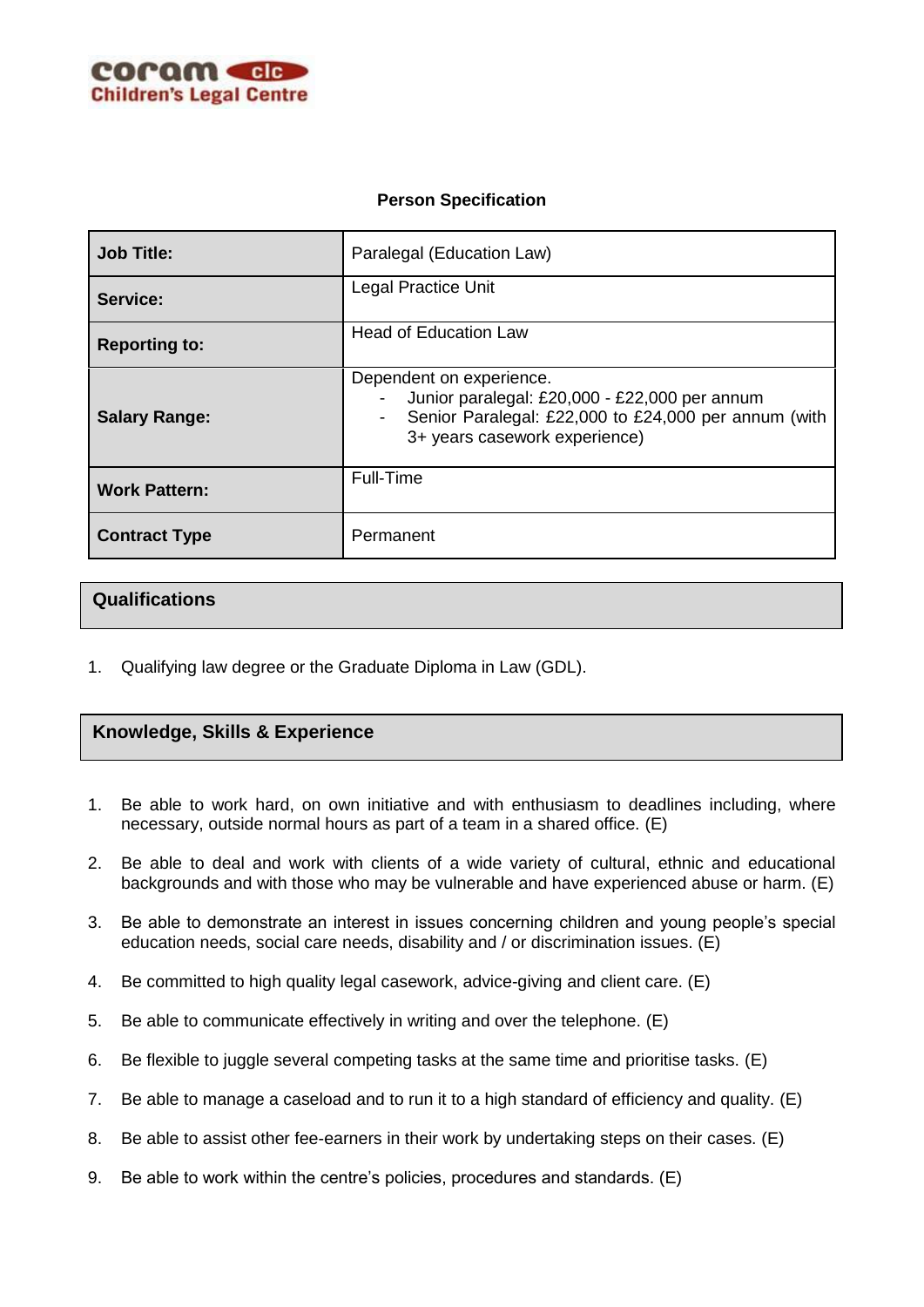coram clc
Children's Legal Centre

# Person Specification

| Job Title: | Paralegal (Education Law) |
|---|---|
| Service: | Legal Practice Unit |
| Reporting to: | Head of Education Law |
| Salary Range: | Dependent on experience.<br>- Junior paralegal: £20,000 - £22,000 per annum<br>- Senior Paralegal: £22,000 to £24,000 per annum (with 3+ years casework experience) |
| Work Pattern: | Full-Time |
| Contract Type | Permanent |

## Qualifications

1. Qualifying law degree or the Graduate Diploma in Law (GDL).

## Knowledge, Skills & Experience

1. Be able to work hard, on own initiative and with enthusiasm to deadlines including, where necessary, outside normal hours as part of a team in a shared office. (E)
2. Be able to deal and work with clients of a wide variety of cultural, ethnic and educational backgrounds and with those who may be vulnerable and have experienced abuse or harm. (E)
3. Be able to demonstrate an interest in issues concerning children and young people's special education needs, social care needs, disability and / or discrimination issues. (E)
4. Be committed to high quality legal casework, advice-giving and client care. (E)
5. Be able to communicate effectively in writing and over the telephone. (E)
6. Be flexible to juggle several competing tasks at the same time and prioritise tasks. (E)
7. Be able to manage a caseload and to run it to a high standard of efficiency and quality. (E)
8. Be able to assist other fee-earners in their work by undertaking steps on their cases. (E)
9. Be able to work within the centre's policies, procedures and standards. (E)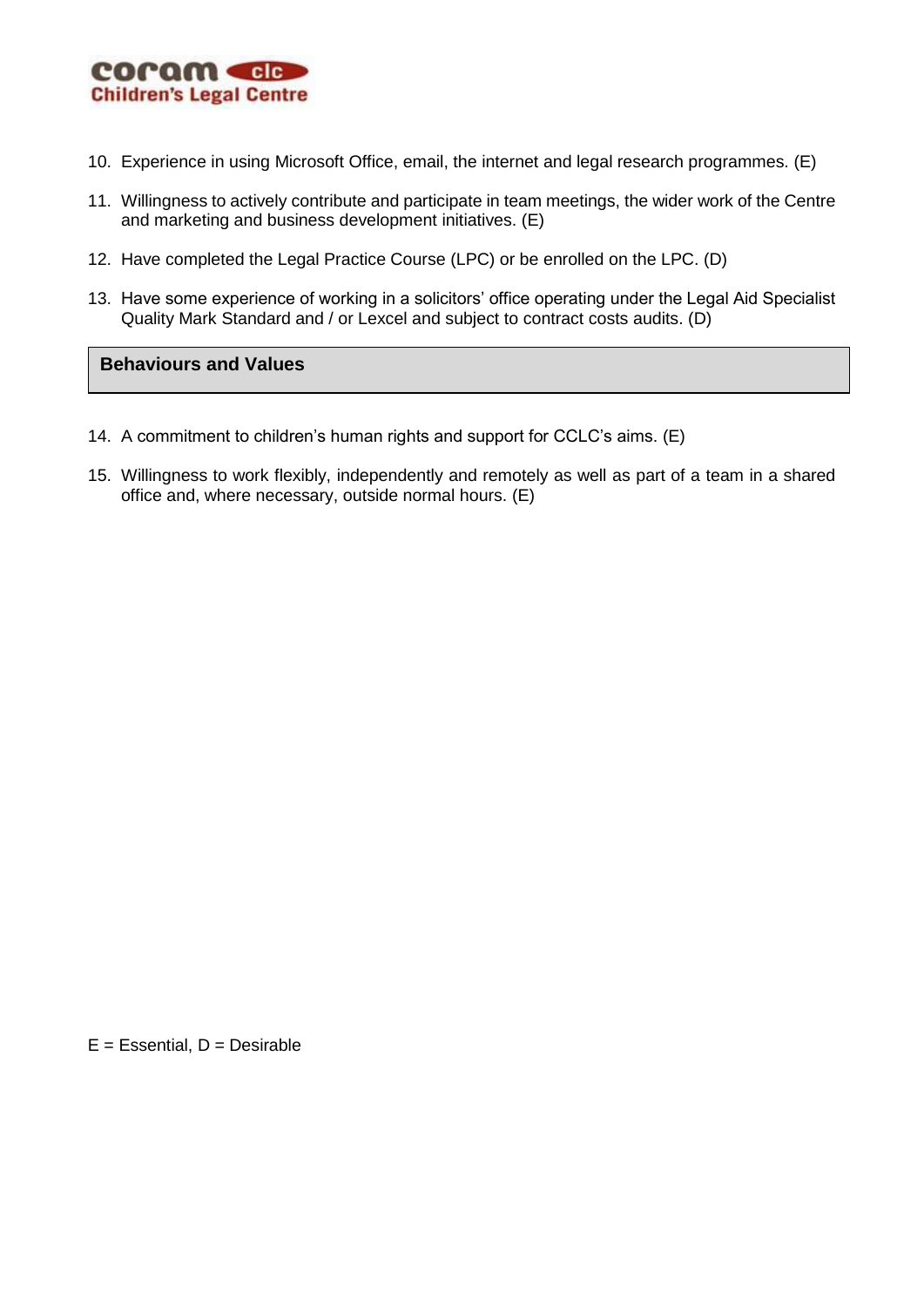10. Experience in using Microsoft Office, email, the internet and legal research programmes. (E)

11. Willingness to actively contribute and participate in team meetings, the wider work of the Centre and marketing and business development initiatives. (E)

12. Have completed the Legal Practice Course (LPC) or be enrolled on the LPC. (D)

13. Have some experience of working in a solicitors' office operating under the Legal Aid Specialist Quality Mark Standard and / or Lexcel and subject to contract costs audits. (D)

## Behaviours and Values

14. A commitment to children's human rights and support for CCLC's aims. (E)

15. Willingness to work flexibly, independently and remotely as well as part of a team in a shared office and, where necessary, outside normal hours. (E)

E = Essential, D = Desirable